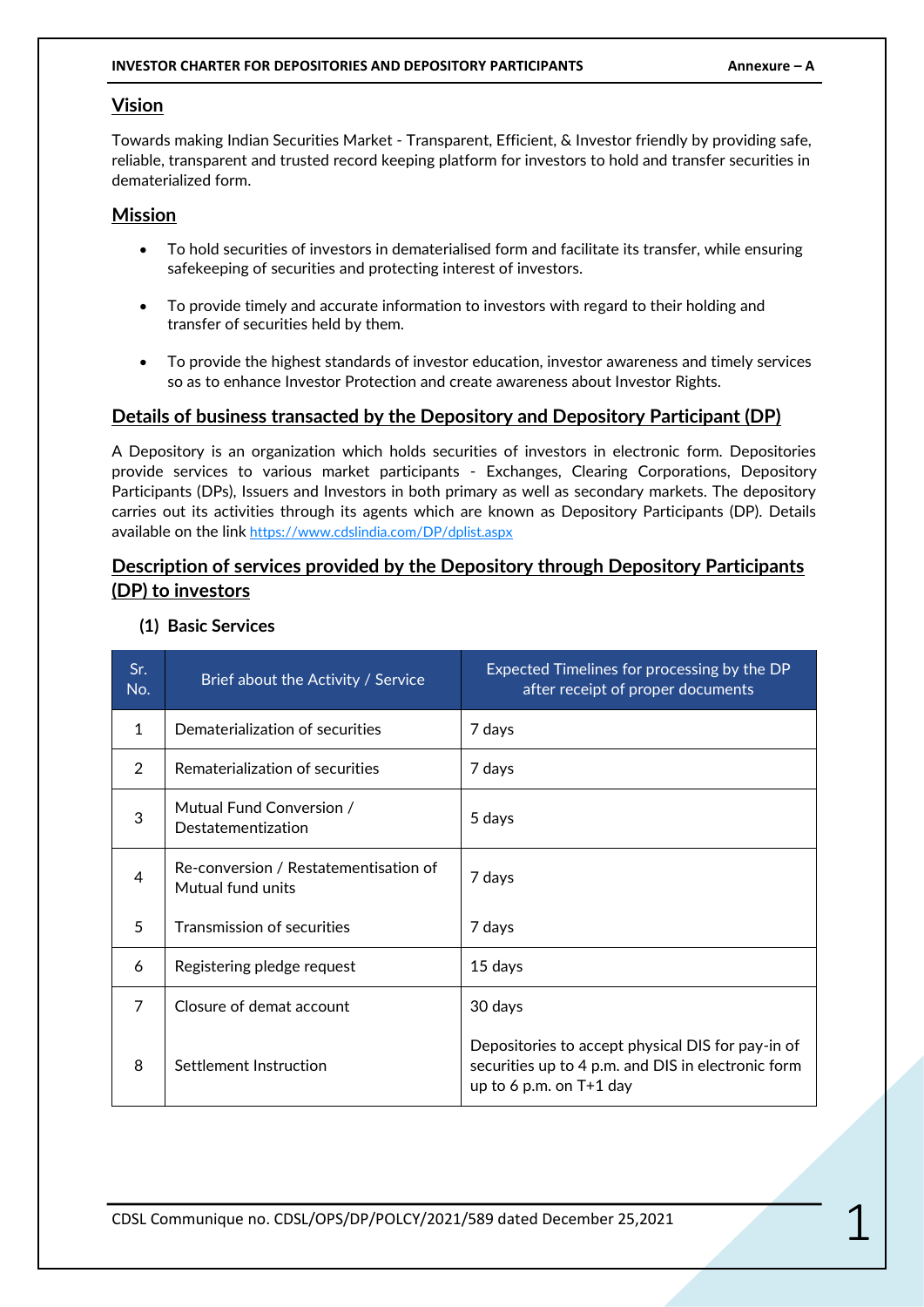## Vision

Towards making Indian Securities Market - Transparent, Efficient, & Investor friendly by providing safe, reliable, transparent and trusted record keeping platform for investors to hold and transfer securities in dematerialized form.

## Mission

- To hold securities of investors in dematerialised form and facilitate its transfer, while ensuring safekeeping of securities and protecting interest of investors.
- To provide timely and accurate information to investors with regard to their holding and transfer of securities held by them.
- To provide the highest standards of investor education, investor awareness and timely services so as to enhance Investor Protection and create awareness about Investor Rights.

## Details of business transacted by the Depository and Depository Participant (DP)

A Depository is an organization which holds securities of investors in electronic form. Depositories provide services to various market participants - Exchanges, Clearing Corporations, Depository Participants (DPs), Issuers and Investors in both primary as well as secondary markets. The depository carries out its activities through its agents which are known as Depository Participants (DP). Details available on the link https://www.cdslindia.com/DP/dplist.aspx

## Description of services provided by the Depository through Depository Participants (DP) to investors

### (1) Basic Services

| Sr. No. | Brief about the Activity / Service | Expected Timelines for processing by the DP after receipt of proper documents |
|---|---|---|
| 1 | Dematerialization of securities | 7 days |
| 2 | Rematerialization of securities | 7 days |
| 3 | Mutual Fund Conversion / Destatementization | 5 days |
| 4 | Re-conversion / Restatementisation of Mutual fund units | 7 days |
| 5 | Transmission of securities | 7 days |
| 6 | Registering pledge request | 15 days |
| 7 | Closure of demat account | 30 days |
| 8 | Settlement Instruction | Depositories to accept physical DIS for pay-in of securities up to 4 p.m. and DIS in electronic form up to 6 p.m. on T+1 day |

CDSL Communique no. CDSL/OPS/DP/POLCY/2021/589 dated December 25,2021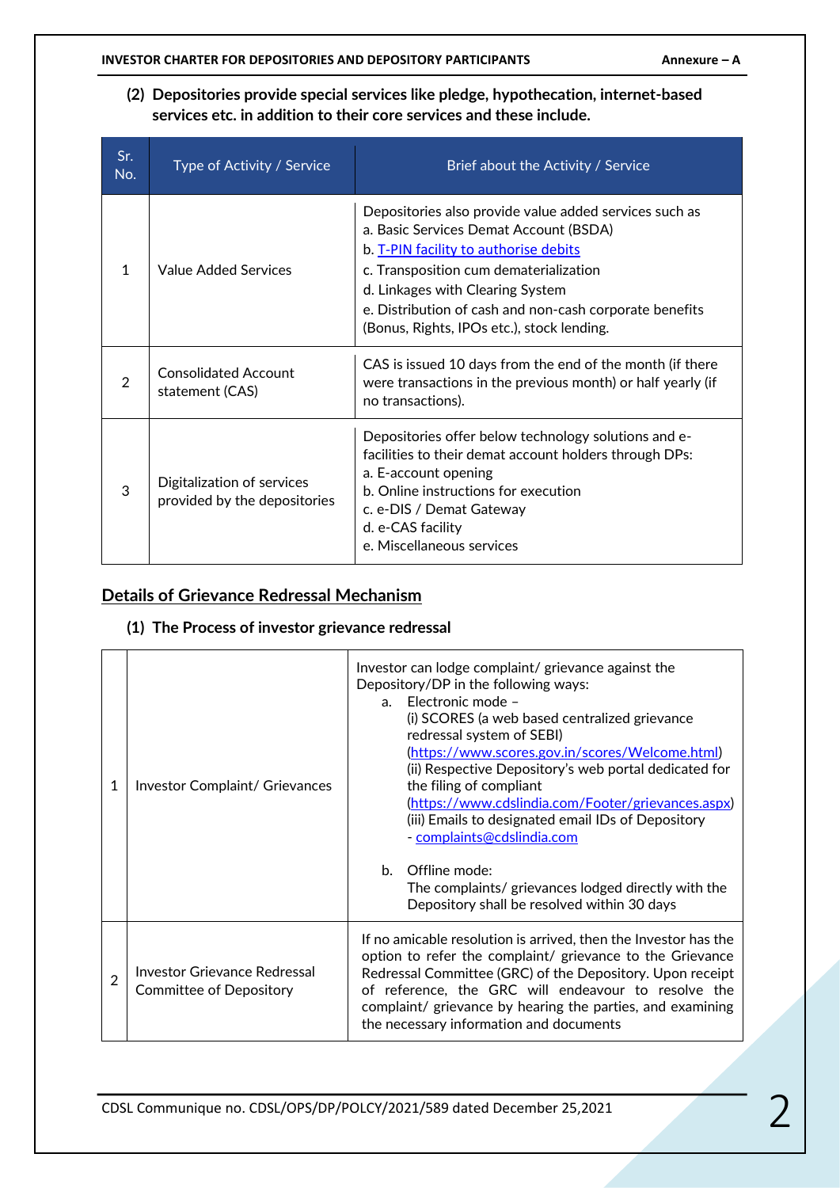**(2) Depositories provide special services like pledge, hypothecation, internet-based services etc. in addition to their core services and these include.**

| Sr. No. | Type of Activity / Service | Brief about the Activity / Service |
|---|---|---|
| 1 | Value Added Services | Depositories also provide value added services such as<br>a. Basic Services Demat Account (BSDA)<br>b. T-PIN facility to authorise debits<br>c. Transposition cum dematerialization<br>d. Linkages with Clearing System<br>e. Distribution of cash and non-cash corporate benefits (Bonus, Rights, IPOs etc.), stock lending. |
| 2 | Consolidated Account statement (CAS) | CAS is issued 10 days from the end of the month (if there were transactions in the previous month) or half yearly (if no transactions). |
| 3 | Digitalization of services provided by the depositories | Depositories offer below technology solutions and e-facilities to their demat account holders through DPs:<br>a. E-account opening<br>b. Online instructions for execution<br>c. e-DIS / Demat Gateway<br>d. e-CAS facility<br>e. Miscellaneous services |

## Details of Grievance Redressal Mechanism

**(1) The Process of investor grievance redressal**

| | | |
|---|---|---|
| 1 | Investor Complaint/ Grievances | Investor can lodge complaint/ grievance against the Depository/DP in the following ways:<br>a. Electronic mode –<br>(i) SCORES (a web based centralized grievance redressal system of SEBI) (https://www.scores.gov.in/scores/Welcome.html)<br>(ii) Respective Depository's web portal dedicated for the filing of compliant (https://www.cdslindia.com/Footer/grievances.aspx)<br>(iii) Emails to designated email IDs of Depository - complaints@cdslindia.com<br><br>b. Offline mode:<br>The complaints/ grievances lodged directly with the Depository shall be resolved within 30 days |
| 2 | Investor Grievance Redressal Committee of Depository | If no amicable resolution is arrived, then the Investor has the option to refer the complaint/ grievance to the Grievance Redressal Committee (GRC) of the Depository. Upon receipt of reference, the GRC will endeavour to resolve the complaint/ grievance by hearing the parties, and examining the necessary information and documents |

CDSL Communique no. CDSL/OPS/DP/POLCY/2021/589 dated December 25,2021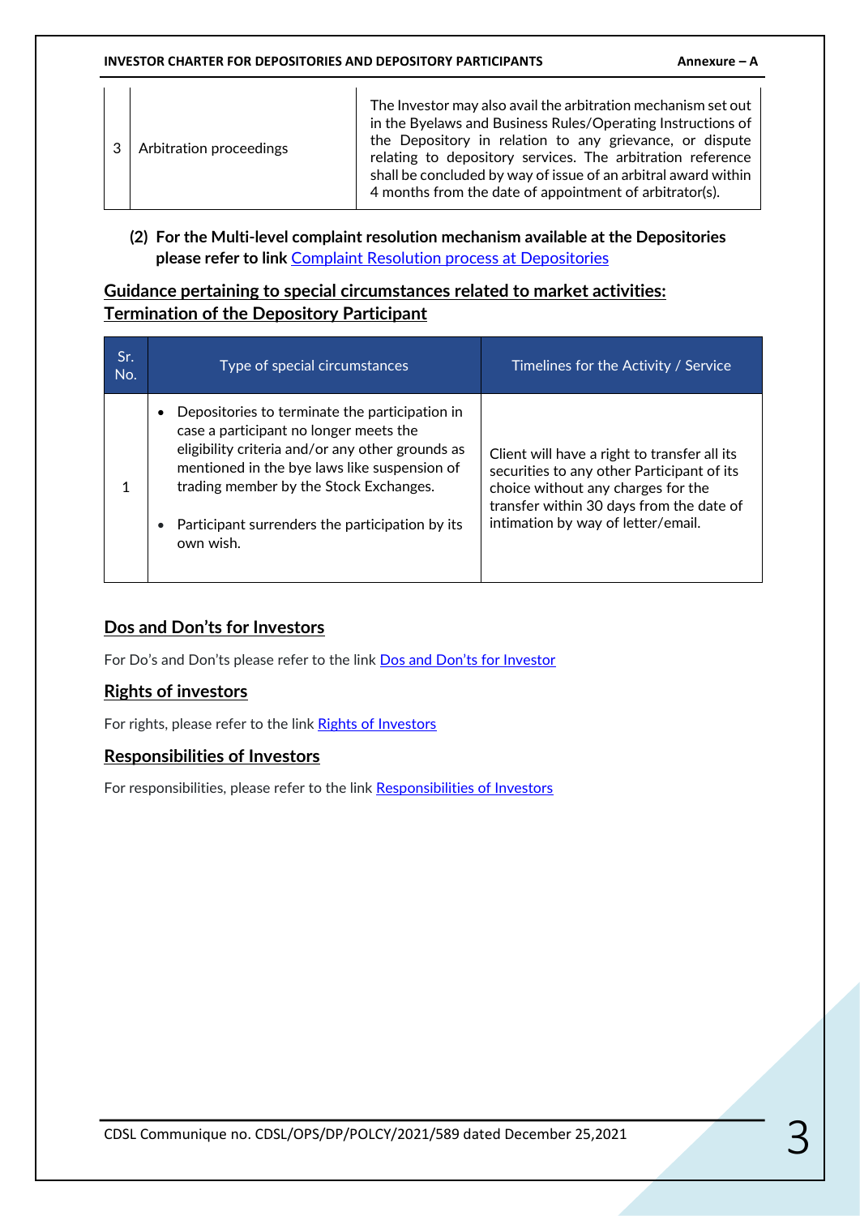| | | |
|---|---|---|
| 3 | Arbitration proceedings | The Investor may also avail the arbitration mechanism set out in the Byelaws and Business Rules/Operating Instructions of the Depository in relation to any grievance, or dispute relating to depository services. The arbitration reference shall be concluded by way of issue of an arbitral award within 4 months from the date of appointment of arbitrator(s). |

**(2) For the Multi-level complaint resolution mechanism available at the Depositories please refer to link** [Complaint Resolution process at Depositories]

## Guidance pertaining to special circumstances related to market activities: Termination of the Depository Participant

| Sr. No. | Type of special circumstances | Timelines for the Activity / Service |
|---|---|---|
| 1 | • Depositories to terminate the participation in case a participant no longer meets the eligibility criteria and/or any other grounds as mentioned in the bye laws like suspension of trading member by the Stock Exchanges.<br>• Participant surrenders the participation by its own wish. | Client will have a right to transfer all its securities to any other Participant of its choice without any charges for the transfer within 30 days from the date of intimation by way of letter/email. |

## Dos and Don'ts for Investors

For Do's and Don'ts please refer to the link [Dos and Don'ts for Investor]

## Rights of investors

For rights, please refer to the link [Rights of Investors]

## Responsibilities of Investors

For responsibilities, please refer to the link [Responsibilities of Investors]